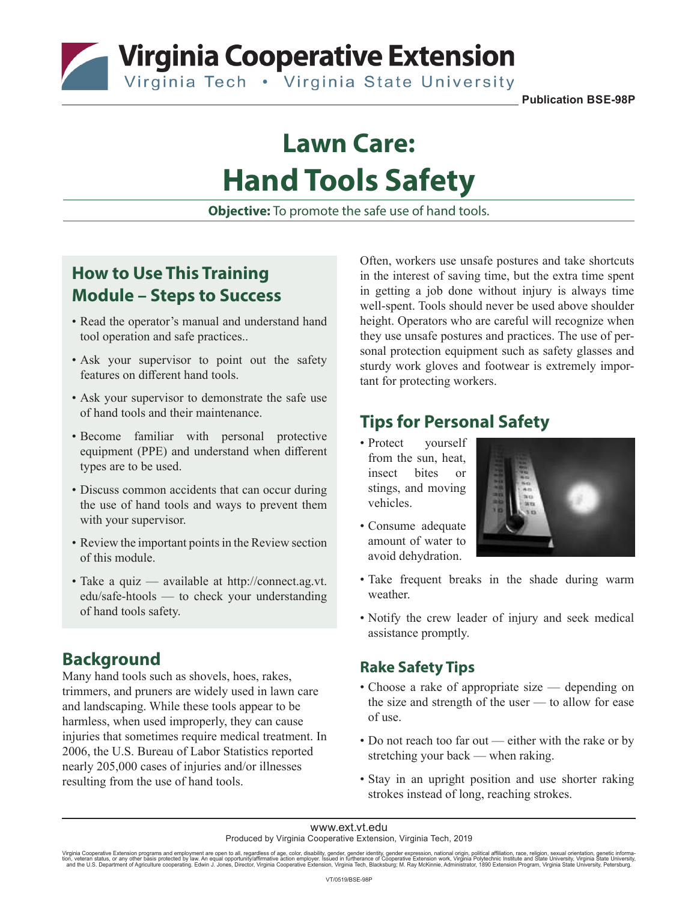Virginia Cooperative Extension
Virginia Tech • Virginia State University

Publication BSE-98P

# Lawn Care: Hand Tools Safety

**Objective:** To promote the safe use of hand tools.

## How to Use This Training Module – Steps to Success

- Read the operator's manual and understand hand tool operation and safe practices..
- Ask your supervisor to point out the safety features on different hand tools.
- Ask your supervisor to demonstrate the safe use of hand tools and their maintenance.
- Become familiar with personal protective equipment (PPE) and understand when different types are to be used.
- Discuss common accidents that can occur during the use of hand tools and ways to prevent them with your supervisor.
- Review the important points in the Review section of this module.
- Take a quiz — available at http://connect.ag.vt.edu/safe-htools — to check your understanding of hand tools safety.

## Background

Many hand tools such as shovels, hoes, rakes, trimmers, and pruners are widely used in lawn care and landscaping. While these tools appear to be harmless, when used improperly, they can cause injuries that sometimes require medical treatment. In 2006, the U.S. Bureau of Labor Statistics reported nearly 205,000 cases of injuries and/or illnesses resulting from the use of hand tools.

Often, workers use unsafe postures and take shortcuts in the interest of saving time, but the extra time spent in getting a job done without injury is always time well-spent. Tools should never be used above shoulder height. Operators who are careful will recognize when they use unsafe postures and practices. The use of personal protection equipment such as safety glasses and sturdy work gloves and footwear is extremely important for protecting workers.

## Tips for Personal Safety

- Protect yourself from the sun, heat, insect bites or stings, and moving vehicles.
- Consume adequate amount of water to avoid dehydration.
- Take frequent breaks in the shade during warm weather.
- Notify the crew leader of injury and seek medical assistance promptly.

### Rake Safety Tips

- Choose a rake of appropriate size — depending on the size and strength of the user — to allow for ease of use.
- Do not reach too far out — either with the rake or by stretching your back — when raking.
- Stay in an upright position and use shorter raking strokes instead of long, reaching strokes.

www.ext.vt.edu
Produced by Virginia Cooperative Extension, Virginia Tech, 2019

Virginia Cooperative Extension programs and employment are open to all, regardless of age, color, disability, gender, gender identity, gender expression, national origin, political affiliation, race, religion, sexual orientation, genetic information, veteran status, or any other basis protected by law. An equal opportunity/affirmative action employer. Issued in furtherance of Cooperative Extension work, Virginia Polytechnic Institute and State University, Virginia State University, and the U.S. Department of Agriculture cooperating. Edwin J. Jones, Director, Virginia Cooperative Extension, Virginia Tech, Blacksburg; M. Ray McKinnie, Administrator, 1890 Extension Program, Virginia State University, Petersburg.

VT/0519/BSE-98P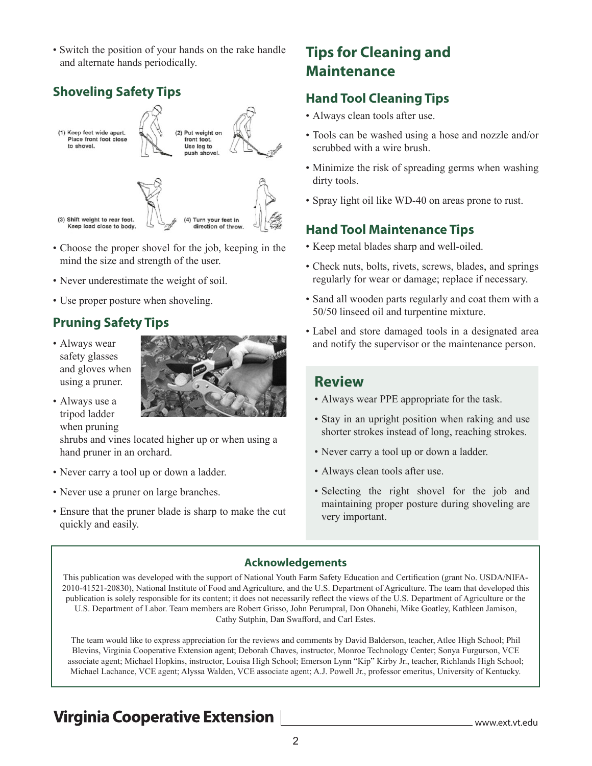- Switch the position of your hands on the rake handle and alternate hands periodically.

## Shoveling Safety Tips

(1) Keep feet wide apart. Place front foot close to shovel.

(2) Put weight on front foot. Use leg to push shovel.

(3) Shift weight to rear foot. Keep load close to body.

(4) Turn your feet in direction of throw.

- Choose the proper shovel for the job, keeping in the mind the size and strength of the user.
- Never underestimate the weight of soil.
- Use proper posture when shoveling.

## Pruning Safety Tips

- Always wear safety glasses and gloves when using a pruner.
- Always use a tripod ladder when pruning shrubs and vines located higher up or when using a hand pruner in an orchard.
- Never carry a tool up or down a ladder.
- Never use a pruner on large branches.
- Ensure that the pruner blade is sharp to make the cut quickly and easily.

# Tips for Cleaning and Maintenance

## Hand Tool Cleaning Tips

- Always clean tools after use.
- Tools can be washed using a hose and nozzle and/or scrubbed with a wire brush.
- Minimize the risk of spreading germs when washing dirty tools.
- Spray light oil like WD-40 on areas prone to rust.

## Hand Tool Maintenance Tips

- Keep metal blades sharp and well-oiled.
- Check nuts, bolts, rivets, screws, blades, and springs regularly for wear or damage; replace if necessary.
- Sand all wooden parts regularly and coat them with a 50/50 linseed oil and turpentine mixture.
- Label and store damaged tools in a designated area and notify the supervisor or the maintenance person.

## Review

- Always wear PPE appropriate for the task.
- Stay in an upright position when raking and use shorter strokes instead of long, reaching strokes.
- Never carry a tool up or down a ladder.
- Always clean tools after use.
- Selecting the right shovel for the job and maintaining proper posture during shoveling are very important.

### Acknowledgements

This publication was developed with the support of National Youth Farm Safety Education and Certification (grant No. USDA/NIFA-2010-41521-20830), National Institute of Food and Agriculture, and the U.S. Department of Agriculture. The team that developed this publication is solely responsible for its content; it does not necessarily reflect the views of the U.S. Department of Agriculture or the U.S. Department of Labor. Team members are Robert Grisso, John Perumpral, Don Ohanehi, Mike Goatley, Kathleen Jamison, Cathy Sutphin, Dan Swafford, and Carl Estes.

The team would like to express appreciation for the reviews and comments by David Balderson, teacher, Atlee High School; Phil Blevins, Virginia Cooperative Extension agent; Deborah Chaves, instructor, Monroe Technology Center; Sonya Furgurson, VCE associate agent; Michael Hopkins, instructor, Louisa High School; Emerson Lynn "Kip" Kirby Jr., teacher, Richlands High School; Michael Lachance, VCE agent; Alyssa Walden, VCE associate agent; A.J. Powell Jr., professor emeritus, University of Kentucky.